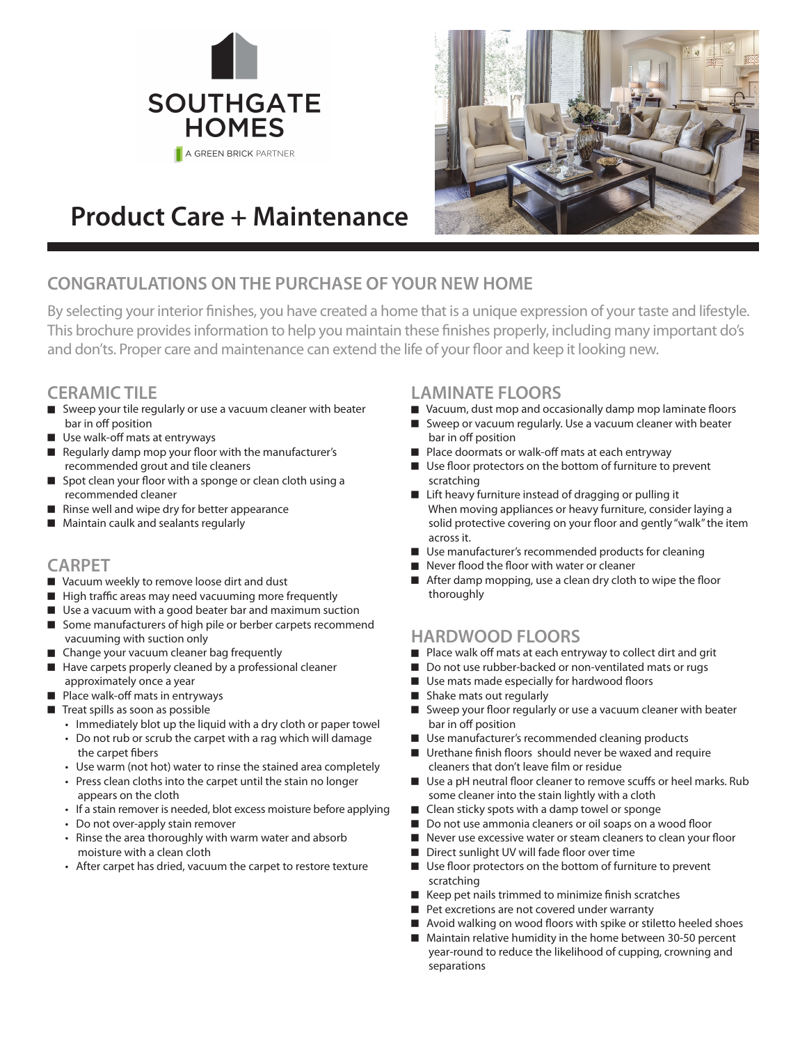SOUTHGATE HOMES

A GREEN BRICK PARTNER

# Product Care + Maintenance

## CONGRATULATIONS ON THE PURCHASE OF YOUR NEW HOME

By selecting your interior finishes, you have created a home that is a unique expression of your taste and lifestyle. This brochure provides information to help you maintain these finishes properly, including many important do's and don'ts. Proper care and maintenance can extend the life of your floor and keep it looking new.

## CERAMIC TILE

- Sweep your tile regularly or use a vacuum cleaner with beater bar in off position
- Use walk-off mats at entryways
- Regularly damp mop your floor with the manufacturer's recommended grout and tile cleaners
- Spot clean your floor with a sponge or clean cloth using a recommended cleaner
- Rinse well and wipe dry for better appearance
- Maintain caulk and sealants regularly

## CARPET

- Vacuum weekly to remove loose dirt and dust
- High traffic areas may need vacuuming more frequently
- Use a vacuum with a good beater bar and maximum suction
- Some manufacturers of high pile or berber carpets recommend vacuuming with suction only
- Change your vacuum cleaner bag frequently
- Have carpets properly cleaned by a professional cleaner approximately once a year
- Place walk-off mats in entryways
- Treat spills as soon as possible
  - Immediately blot up the liquid with a dry cloth or paper towel
  - Do not rub or scrub the carpet with a rag which will damage the carpet fibers
  - Use warm (not hot) water to rinse the stained area completely
  - Press clean cloths into the carpet until the stain no longer appears on the cloth
  - If a stain remover is needed, blot excess moisture before applying
  - Do not over-apply stain remover
  - Rinse the area thoroughly with warm water and absorb moisture with a clean cloth
  - After carpet has dried, vacuum the carpet to restore texture

## LAMINATE FLOORS

- Vacuum, dust mop and occasionally damp mop laminate floors
- Sweep or vacuum regularly. Use a vacuum cleaner with beater bar in off position
- Place doormats or walk-off mats at each entryway
- Use floor protectors on the bottom of furniture to prevent scratching
- Lift heavy furniture instead of dragging or pulling it When moving appliances or heavy furniture, consider laying a solid protective covering on your floor and gently "walk" the item across it.
- Use manufacturer's recommended products for cleaning
- Never flood the floor with water or cleaner
- After damp mopping, use a clean dry cloth to wipe the floor thoroughly

## HARDWOOD FLOORS

- Place walk off mats at each entryway to collect dirt and grit
- Do not use rubber-backed or non-ventilated mats or rugs
- Use mats made especially for hardwood floors
- Shake mats out regularly
- Sweep your floor regularly or use a vacuum cleaner with beater bar in off position
- Use manufacturer's recommended cleaning products
- Urethane finish floors should never be waxed and require cleaners that don't leave film or residue
- Use a pH neutral floor cleaner to remove scuffs or heel marks. Rub some cleaner into the stain lightly with a cloth
- Clean sticky spots with a damp towel or sponge
- Do not use ammonia cleaners or oil soaps on a wood floor
- Never use excessive water or steam cleaners to clean your floor
- Direct sunlight UV will fade floor over time
- Use floor protectors on the bottom of furniture to prevent scratching
- Keep pet nails trimmed to minimize finish scratches
- Pet excretions are not covered under warranty
- Avoid walking on wood floors with spike or stiletto heeled shoes
- Maintain relative humidity in the home between 30-50 percent year-round to reduce the likelihood of cupping, crowning and separations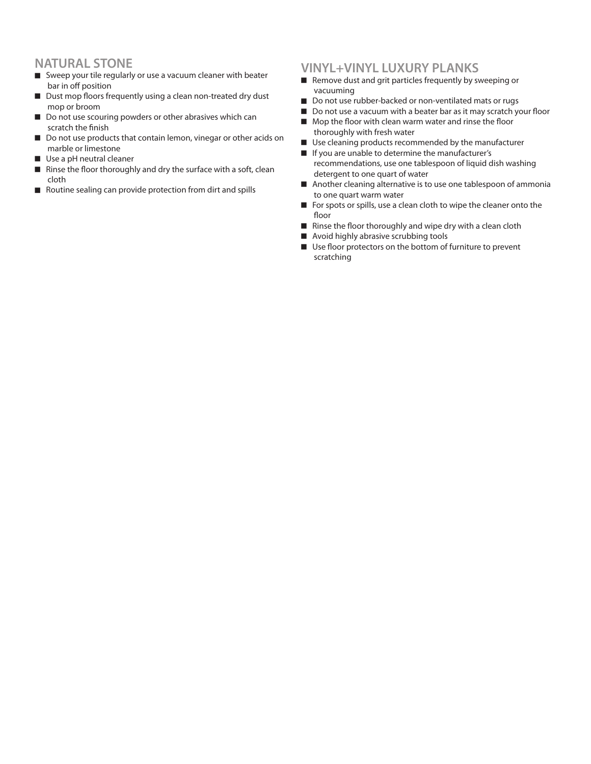## NATURAL STONE

- Sweep your tile regularly or use a vacuum cleaner with beater bar in off position
- Dust mop floors frequently using a clean non-treated dry dust mop or broom
- Do not use scouring powders or other abrasives which can scratch the finish
- Do not use products that contain lemon, vinegar or other acids on marble or limestone
- Use a pH neutral cleaner
- Rinse the floor thoroughly and dry the surface with a soft, clean cloth
- Routine sealing can provide protection from dirt and spills

## VINYL+VINYL LUXURY PLANKS

- Remove dust and grit particles frequently by sweeping or vacuuming
- Do not use rubber-backed or non-ventilated mats or rugs
- Do not use a vacuum with a beater bar as it may scratch your floor
- Mop the floor with clean warm water and rinse the floor thoroughly with fresh water
- Use cleaning products recommended by the manufacturer
- If you are unable to determine the manufacturer's recommendations, use one tablespoon of liquid dish washing detergent to one quart of water
- Another cleaning alternative is to use one tablespoon of ammonia to one quart warm water
- For spots or spills, use a clean cloth to wipe the cleaner onto the floor
- Rinse the floor thoroughly and wipe dry with a clean cloth
- Avoid highly abrasive scrubbing tools
- Use floor protectors on the bottom of furniture to prevent scratching